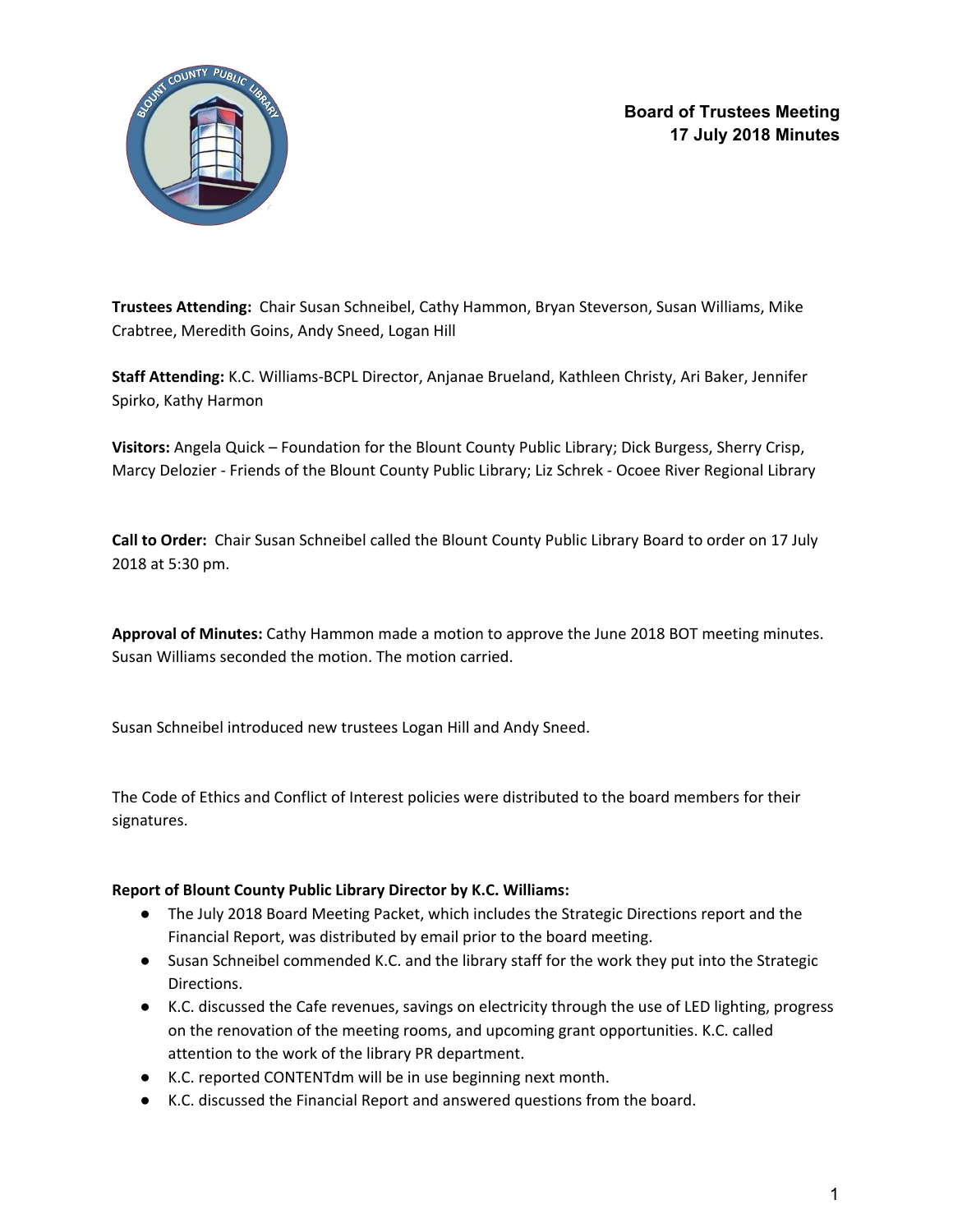# Board of Trustees Meeting
## 17 July 2018 Minutes

**Trustees Attending:** Chair Susan Schneibel, Cathy Hammon, Bryan Steverson, Susan Williams, Mike Crabtree, Meredith Goins, Andy Sneed, Logan Hill

**Staff Attending:** K.C. Williams-BCPL Director, Anjanae Brueland, Kathleen Christy, Ari Baker, Jennifer Spirko, Kathy Harmon

**Visitors:** Angela Quick – Foundation for the Blount County Public Library; Dick Burgess, Sherry Crisp, Marcy Delozier - Friends of the Blount County Public Library; Liz Schrek - Ocoee River Regional Library

**Call to Order:** Chair Susan Schneibel called the Blount County Public Library Board to order on 17 July 2018 at 5:30 pm.

**Approval of Minutes:** Cathy Hammon made a motion to approve the June 2018 BOT meeting minutes. Susan Williams seconded the motion. The motion carried.

Susan Schneibel introduced new trustees Logan Hill and Andy Sneed.

The Code of Ethics and Conflict of Interest policies were distributed to the board members for their signatures.

**Report of Blount County Public Library Director by K.C. Williams:**

- The July 2018 Board Meeting Packet, which includes the Strategic Directions report and the Financial Report, was distributed by email prior to the board meeting.
- Susan Schneibel commended K.C. and the library staff for the work they put into the Strategic Directions.
- K.C. discussed the Cafe revenues, savings on electricity through the use of LED lighting, progress on the renovation of the meeting rooms, and upcoming grant opportunities. K.C. called attention to the work of the library PR department.
- K.C. reported CONTENTdm will be in use beginning next month.
- K.C. discussed the Financial Report and answered questions from the board.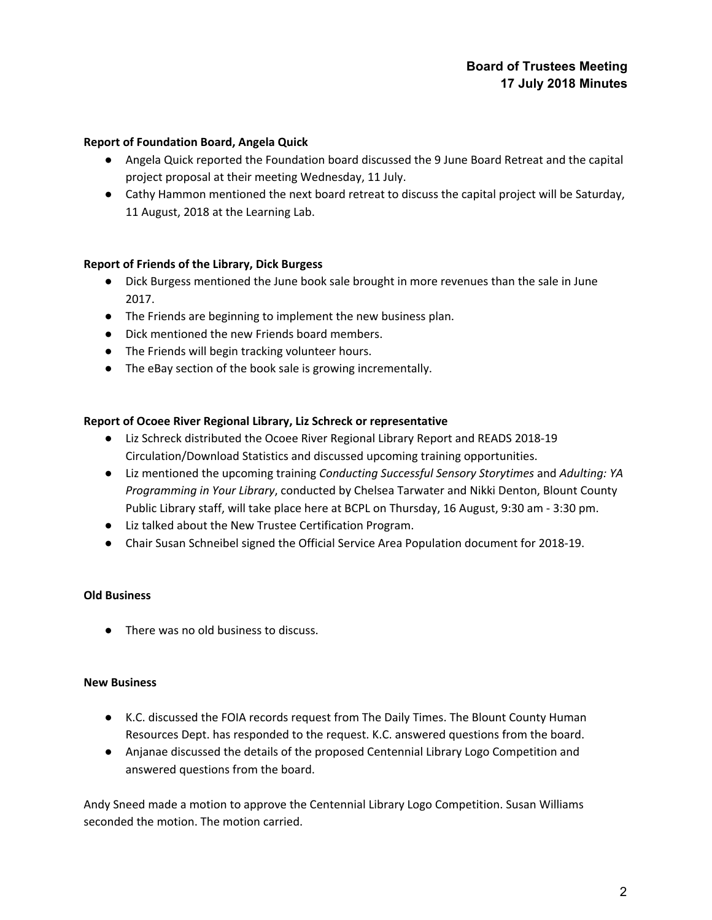**Report of Foundation Board, Angela Quick**

- Angela Quick reported the Foundation board discussed the 9 June Board Retreat and the capital project proposal at their meeting Wednesday, 11 July.
- Cathy Hammon mentioned the next board retreat to discuss the capital project will be Saturday, 11 August, 2018 at the Learning Lab.

**Report of Friends of the Library, Dick Burgess**

- Dick Burgess mentioned the June book sale brought in more revenues than the sale in June 2017.
- The Friends are beginning to implement the new business plan.
- Dick mentioned the new Friends board members.
- The Friends will begin tracking volunteer hours.
- The eBay section of the book sale is growing incrementally.

**Report of Ocoee River Regional Library, Liz Schreck or representative**

- Liz Schreck distributed the Ocoee River Regional Library Report and READS 2018-19 Circulation/Download Statistics and discussed upcoming training opportunities.
- Liz mentioned the upcoming training *Conducting Successful Sensory Storytimes* and *Adulting: YA Programming in Your Library*, conducted by Chelsea Tarwater and Nikki Denton, Blount County Public Library staff, will take place here at BCPL on Thursday, 16 August, 9:30 am - 3:30 pm.
- Liz talked about the New Trustee Certification Program.
- Chair Susan Schneibel signed the Official Service Area Population document for 2018-19.

**Old Business**

- There was no old business to discuss.

**New Business**

- K.C. discussed the FOIA records request from The Daily Times. The Blount County Human Resources Dept. has responded to the request. K.C. answered questions from the board.
- Anjanae discussed the details of the proposed Centennial Library Logo Competition and answered questions from the board.

Andy Sneed made a motion to approve the Centennial Library Logo Competition. Susan Williams seconded the motion. The motion carried.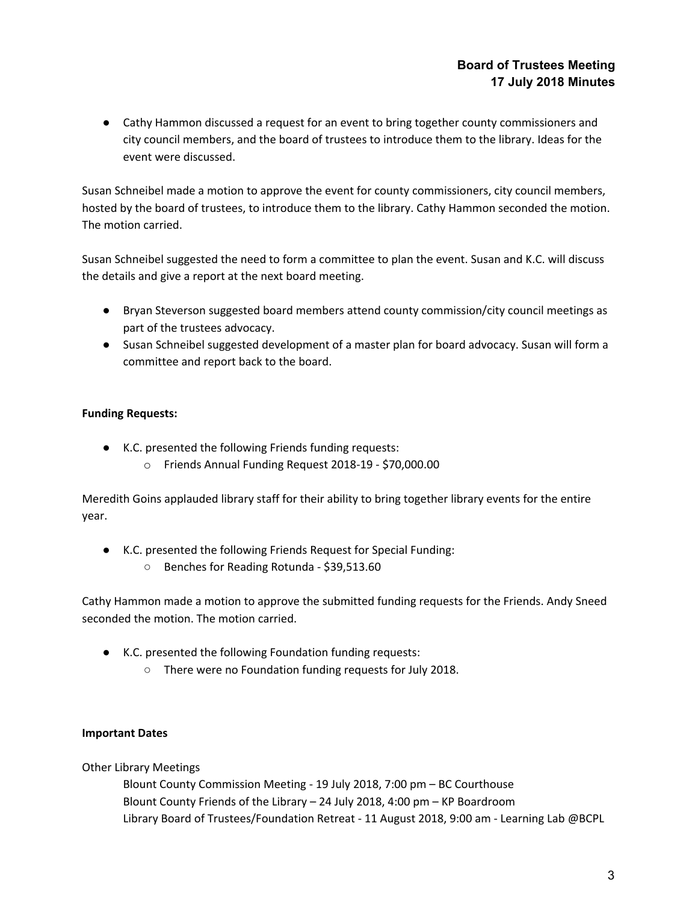- Cathy Hammon discussed a request for an event to bring together county commissioners and city council members, and the board of trustees to introduce them to the library. Ideas for the event were discussed.

Susan Schneibel made a motion to approve the event for county commissioners, city council members, hosted by the board of trustees, to introduce them to the library. Cathy Hammon seconded the motion. The motion carried.

Susan Schneibel suggested the need to form a committee to plan the event. Susan and K.C. will discuss the details and give a report at the next board meeting.

- Bryan Steverson suggested board members attend county commission/city council meetings as part of the trustees advocacy.
- Susan Schneibel suggested development of a master plan for board advocacy. Susan will form a committee and report back to the board.

**Funding Requests:**

- K.C. presented the following Friends funding requests:
  - Friends Annual Funding Request 2018-19 - $70,000.00

Meredith Goins applauded library staff for their ability to bring together library events for the entire year.

- K.C. presented the following Friends Request for Special Funding:
  - Benches for Reading Rotunda - $39,513.60

Cathy Hammon made a motion to approve the submitted funding requests for the Friends. Andy Sneed seconded the motion. The motion carried.

- K.C. presented the following Foundation funding requests:
  - There were no Foundation funding requests for July 2018.

**Important Dates**

Other Library Meetings

Blount County Commission Meeting - 19 July 2018, 7:00 pm – BC Courthouse
Blount County Friends of the Library – 24 July 2018, 4:00 pm – KP Boardroom
Library Board of Trustees/Foundation Retreat - 11 August 2018, 9:00 am - Learning Lab @BCPL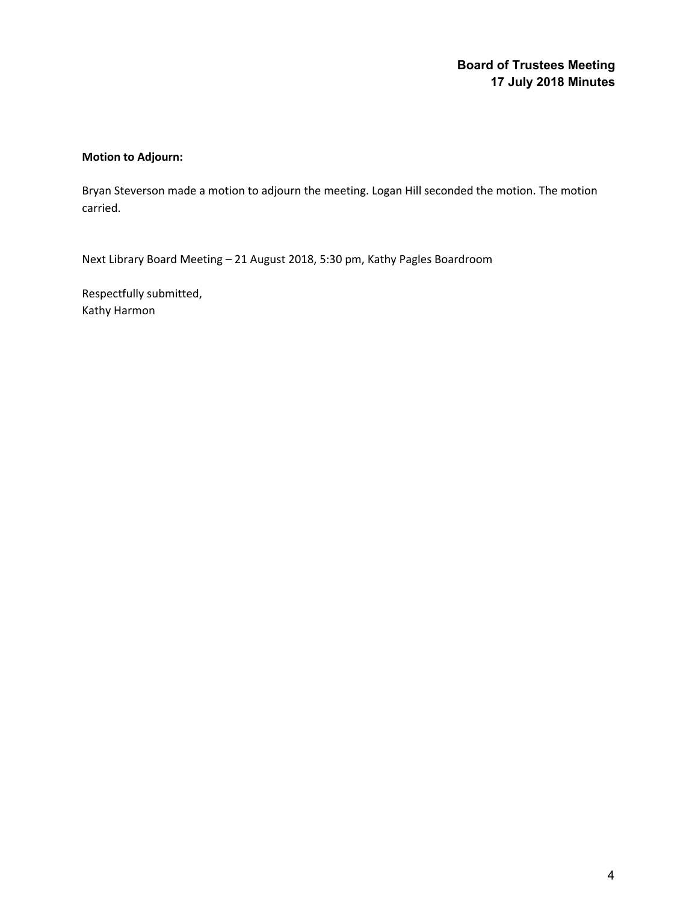**Motion to Adjourn:**

Bryan Steverson made a motion to adjourn the meeting. Logan Hill seconded the motion. The motion carried.

Next Library Board Meeting – 21 August 2018, 5:30 pm, Kathy Pagles Boardroom

Respectfully submitted,
Kathy Harmon